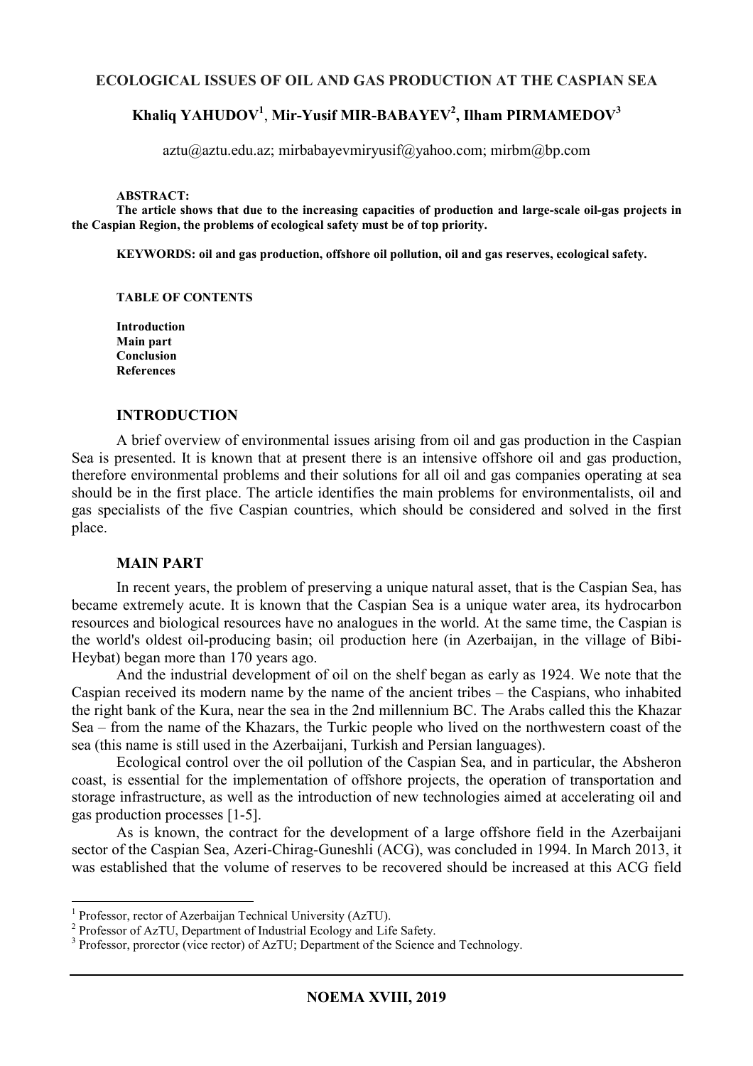# ECOLOGICAL ISSUES OF OIL AND GAS PRODUCTION AT THE CASPIAN SEA

**Khaliq YAHUDOV[1], Mir-Yusif MIR-BABAYEV[2], Ilham PIRMAMEDOV[3]**

aztu@aztu.edu.az; mirbabayevmiryusif@yahoo.com; mirbm@bp.com

**ABSTRACT:**

**The article shows that due to the increasing capacities of production and large-scale oil-gas projects in the Caspian Region, the problems of ecological safety must be of top priority.**

**KEYWORDS: oil and gas production, offshore oil pollution, oil and gas reserves, ecological safety.**

**TABLE OF CONTENTS**

**Introduction**
**Main part**
**Conclusion**
**References**

## INTRODUCTION

A brief overview of environmental issues arising from oil and gas production in the Caspian Sea is presented. It is known that at present there is an intensive offshore oil and gas production, therefore environmental problems and their solutions for all oil and gas companies operating at sea should be in the first place. The article identifies the main problems for environmentalists, oil and gas specialists of the five Caspian countries, which should be considered and solved in the first place.

## MAIN PART

In recent years, the problem of preserving a unique natural asset, that is the Caspian Sea, has became extremely acute. It is known that the Caspian Sea is a unique water area, its hydrocarbon resources and biological resources have no analogues in the world. At the same time, the Caspian is the world's oldest oil-producing basin; oil production here (in Azerbaijan, in the village of Bibi-Heybat) began more than 170 years ago.

And the industrial development of oil on the shelf began as early as 1924. We note that the Caspian received its modern name by the name of the ancient tribes – the Caspians, who inhabited the right bank of the Kura, near the sea in the 2nd millennium BC. The Arabs called this the Khazar Sea – from the name of the Khazars, the Turkic people who lived on the northwestern coast of the sea (this name is still used in the Azerbaijani, Turkish and Persian languages).

Ecological control over the oil pollution of the Caspian Sea, and in particular, the Absheron coast, is essential for the implementation of offshore projects, the operation of transportation and storage infrastructure, as well as the introduction of new technologies aimed at accelerating oil and gas production processes [1-5].

As is known, the contract for the development of a large offshore field in the Azerbaijani sector of the Caspian Sea, Azeri-Chirag-Guneshli (ACG), was concluded in 1994. In March 2013, it was established that the volume of reserves to be recovered should be increased at this ACG field

---

[1] Professor, rector of Azerbaijan Technical University (AzTU).

[2] Professor of AzTU, Department of Industrial Ecology and Life Safety.

[3] Professor, prorector (vice rector) of AzTU; Department of the Science and Technology.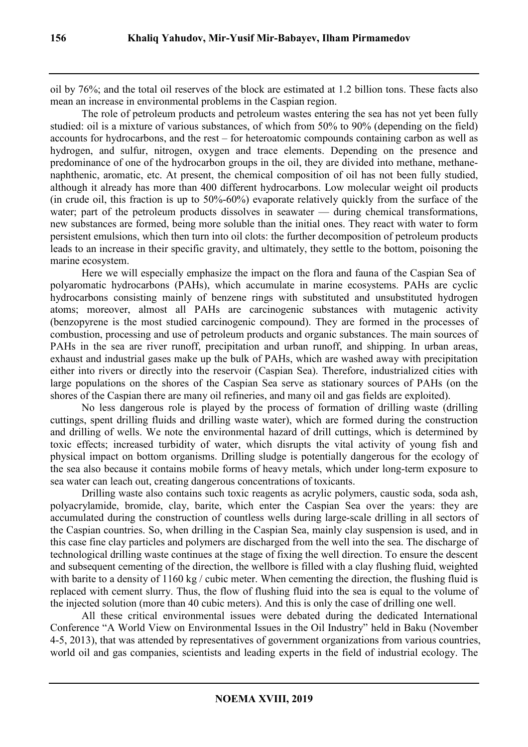oil by 76%; and the total oil reserves of the block are estimated at 1.2 billion tons. These facts also mean an increase in environmental problems in the Caspian region.

The role of petroleum products and petroleum wastes entering the sea has not yet been fully studied: oil is a mixture of various substances, of which from 50% to 90% (depending on the field) accounts for hydrocarbons, and the rest – for heteroatomic compounds containing carbon as well as hydrogen, and sulfur, nitrogen, oxygen and trace elements. Depending on the presence and predominance of one of the hydrocarbon groups in the oil, they are divided into methane, methane-naphthenic, aromatic, etc. At present, the chemical composition of oil has not been fully studied, although it already has more than 400 different hydrocarbons. Low molecular weight oil products (in crude oil, this fraction is up to 50%-60%) evaporate relatively quickly from the surface of the water; part of the petroleum products dissolves in seawater — during chemical transformations, new substances are formed, being more soluble than the initial ones. They react with water to form persistent emulsions, which then turn into oil clots: the further decomposition of petroleum products leads to an increase in their specific gravity, and ultimately, they settle to the bottom, poisoning the marine ecosystem.

Here we will especially emphasize the impact on the flora and fauna of the Caspian Sea of polyaromatic hydrocarbons (PAHs), which accumulate in marine ecosystems. PAHs are cyclic hydrocarbons consisting mainly of benzene rings with substituted and unsubstituted hydrogen atoms; moreover, almost all PAHs are carcinogenic substances with mutagenic activity (benzopyrene is the most studied carcinogenic compound). They are formed in the processes of combustion, processing and use of petroleum products and organic substances. The main sources of PAHs in the sea are river runoff, precipitation and urban runoff, and shipping. In urban areas, exhaust and industrial gases make up the bulk of PAHs, which are washed away with precipitation either into rivers or directly into the reservoir (Caspian Sea). Therefore, industrialized cities with large populations on the shores of the Caspian Sea serve as stationary sources of PAHs (on the shores of the Caspian there are many oil refineries, and many oil and gas fields are exploited).

No less dangerous role is played by the process of formation of drilling waste (drilling cuttings, spent drilling fluids and drilling waste water), which are formed during the construction and drilling of wells. We note the environmental hazard of drill cuttings, which is determined by toxic effects; increased turbidity of water, which disrupts the vital activity of young fish and physical impact on bottom organisms. Drilling sludge is potentially dangerous for the ecology of the sea also because it contains mobile forms of heavy metals, which under long-term exposure to sea water can leach out, creating dangerous concentrations of toxicants.

Drilling waste also contains such toxic reagents as acrylic polymers, caustic soda, soda ash, polyacrylamide, bromide, clay, barite, which enter the Caspian Sea over the years: they are accumulated during the construction of countless wells during large-scale drilling in all sectors of the Caspian countries. So, when drilling in the Caspian Sea, mainly clay suspension is used, and in this case fine clay particles and polymers are discharged from the well into the sea. The discharge of technological drilling waste continues at the stage of fixing the well direction. To ensure the descent and subsequent cementing of the direction, the wellbore is filled with a clay flushing fluid, weighted with barite to a density of 1160 kg / cubic meter. When cementing the direction, the flushing fluid is replaced with cement slurry. Thus, the flow of flushing fluid into the sea is equal to the volume of the injected solution (more than 40 cubic meters). And this is only the case of drilling one well.

All these critical environmental issues were debated during the dedicated International Conference "A World View on Environmental Issues in the Oil Industry" held in Baku (November 4-5, 2013), that was attended by representatives of government organizations from various countries, world oil and gas companies, scientists and leading experts in the field of industrial ecology. The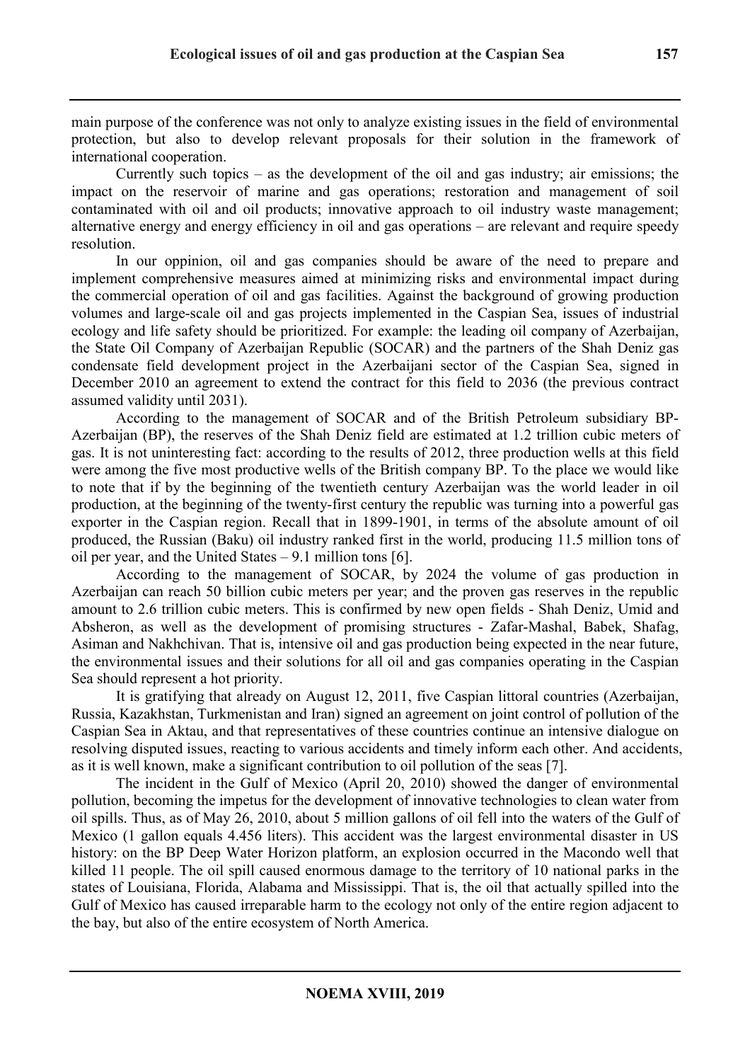main purpose of the conference was not only to analyze existing issues in the field of environmental protection, but also to develop relevant proposals for their solution in the framework of international cooperation.

Currently such topics – as the development of the oil and gas industry; air emissions; the impact on the reservoir of marine and gas operations; restoration and management of soil contaminated with oil and oil products; innovative approach to oil industry waste management; alternative energy and energy efficiency in oil and gas operations – are relevant and require speedy resolution.

In our oppinion, oil and gas companies should be aware of the need to prepare and implement comprehensive measures aimed at minimizing risks and environmental impact during the commercial operation of oil and gas facilities. Against the background of growing production volumes and large-scale oil and gas projects implemented in the Caspian Sea, issues of industrial ecology and life safety should be prioritized. For example: the leading oil company of Azerbaijan, the State Oil Company of Azerbaijan Republic (SOCAR) and the partners of the Shah Deniz gas condensate field development project in the Azerbaijani sector of the Caspian Sea, signed in December 2010 an agreement to extend the contract for this field to 2036 (the previous contract assumed validity until 2031).

According to the management of SOCAR and of the British Petroleum subsidiary BP-Azerbaijan (BP), the reserves of the Shah Deniz field are estimated at 1.2 trillion cubic meters of gas. It is not uninteresting fact: according to the results of 2012, three production wells at this field were among the five most productive wells of the British company BP. To the place we would like to note that if by the beginning of the twentieth century Azerbaijan was the world leader in oil production, at the beginning of the twenty-first century the republic was turning into a powerful gas exporter in the Caspian region. Recall that in 1899-1901, in terms of the absolute amount of oil produced, the Russian (Baku) oil industry ranked first in the world, producing 11.5 million tons of oil per year, and the United States – 9.1 million tons [6].

According to the management of SOCAR, by 2024 the volume of gas production in Azerbaijan can reach 50 billion cubic meters per year; and the proven gas reserves in the republic amount to 2.6 trillion cubic meters. This is confirmed by new open fields - Shah Deniz, Umid and Absheron, as well as the development of promising structures - Zafar-Mashal, Babek, Shafag, Asiman and Nakhchivan. That is, intensive oil and gas production being expected in the near future, the environmental issues and their solutions for all oil and gas companies operating in the Caspian Sea should represent a hot priority.

It is gratifying that already on August 12, 2011, five Caspian littoral countries (Azerbaijan, Russia, Kazakhstan, Turkmenistan and Iran) signed an agreement on joint control of pollution of the Caspian Sea in Aktau, and that representatives of these countries continue an intensive dialogue on resolving disputed issues, reacting to various accidents and timely inform each other. And accidents, as it is well known, make a significant contribution to oil pollution of the seas [7].

The incident in the Gulf of Mexico (April 20, 2010) showed the danger of environmental pollution, becoming the impetus for the development of innovative technologies to clean water from oil spills. Thus, as of May 26, 2010, about 5 million gallons of oil fell into the waters of the Gulf of Mexico (1 gallon equals 4.456 liters). This accident was the largest environmental disaster in US history: on the BP Deep Water Horizon platform, an explosion occurred in the Macondo well that killed 11 people. The oil spill caused enormous damage to the territory of 10 national parks in the states of Louisiana, Florida, Alabama and Mississippi. That is, the oil that actually spilled into the Gulf of Mexico has caused irreparable harm to the ecology not only of the entire region adjacent to the bay, but also of the entire ecosystem of North America.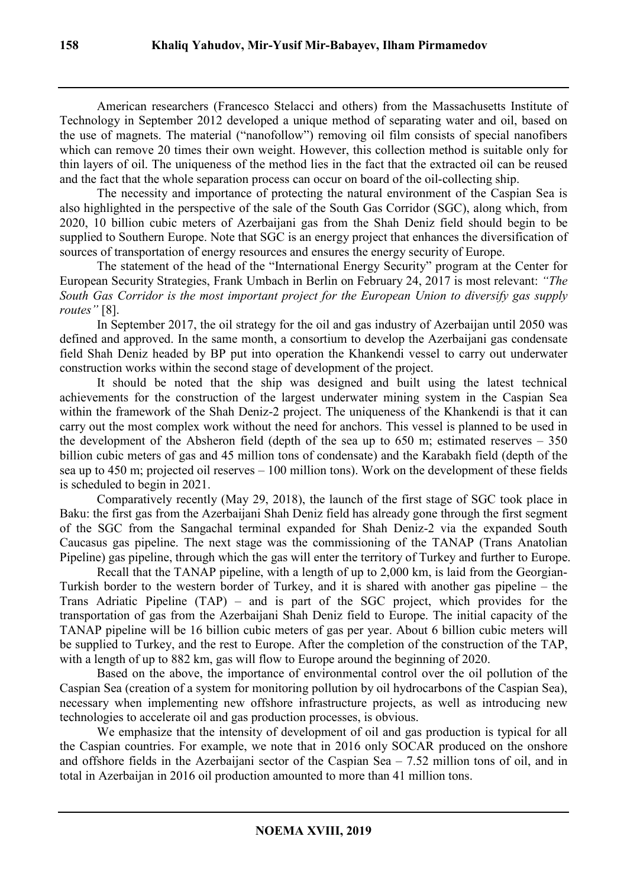American researchers (Francesco Stelacci and others) from the Massachusetts Institute of Technology in September 2012 developed a unique method of separating water and oil, based on the use of magnets. The material ("nanofollow") removing oil film consists of special nanofibers which can remove 20 times their own weight. However, this collection method is suitable only for thin layers of oil. The uniqueness of the method lies in the fact that the extracted oil can be reused and the fact that the whole separation process can occur on board of the oil-collecting ship.

The necessity and importance of protecting the natural environment of the Caspian Sea is also highlighted in the perspective of the sale of the South Gas Corridor (SGC), along which, from 2020, 10 billion cubic meters of Azerbaijani gas from the Shah Deniz field should begin to be supplied to Southern Europe. Note that SGC is an energy project that enhances the diversification of sources of transportation of energy resources and ensures the energy security of Europe.

The statement of the head of the "International Energy Security" program at the Center for European Security Strategies, Frank Umbach in Berlin on February 24, 2017 is most relevant: *"The South Gas Corridor is the most important project for the European Union to diversify gas supply routes"* [8].

In September 2017, the oil strategy for the oil and gas industry of Azerbaijan until 2050 was defined and approved. In the same month, a consortium to develop the Azerbaijani gas condensate field Shah Deniz headed by BP put into operation the Khankendi vessel to carry out underwater construction works within the second stage of development of the project.

It should be noted that the ship was designed and built using the latest technical achievements for the construction of the largest underwater mining system in the Caspian Sea within the framework of the Shah Deniz-2 project. The uniqueness of the Khankendi is that it can carry out the most complex work without the need for anchors. This vessel is planned to be used in the development of the Absheron field (depth of the sea up to 650 m; estimated reserves – 350 billion cubic meters of gas and 45 million tons of condensate) and the Karabakh field (depth of the sea up to 450 m; projected oil reserves – 100 million tons). Work on the development of these fields is scheduled to begin in 2021.

Comparatively recently (May 29, 2018), the launch of the first stage of SGC took place in Baku: the first gas from the Azerbaijani Shah Deniz field has already gone through the first segment of the SGC from the Sangachal terminal expanded for Shah Deniz-2 via the expanded South Caucasus gas pipeline. The next stage was the commissioning of the TANAP (Trans Anatolian Pipeline) gas pipeline, through which the gas will enter the territory of Turkey and further to Europe.

Recall that the TANAP pipeline, with a length of up to 2,000 km, is laid from the Georgian-Turkish border to the western border of Turkey, and it is shared with another gas pipeline – the Trans Adriatic Pipeline (TAP) – and is part of the SGC project, which provides for the transportation of gas from the Azerbaijani Shah Deniz field to Europe. The initial capacity of the TANAP pipeline will be 16 billion cubic meters of gas per year. About 6 billion cubic meters will be supplied to Turkey, and the rest to Europe. After the completion of the construction of the TAP, with a length of up to 882 km, gas will flow to Europe around the beginning of 2020.

Based on the above, the importance of environmental control over the oil pollution of the Caspian Sea (creation of a system for monitoring pollution by oil hydrocarbons of the Caspian Sea), necessary when implementing new offshore infrastructure projects, as well as introducing new technologies to accelerate oil and gas production processes, is obvious.

We emphasize that the intensity of development of oil and gas production is typical for all the Caspian countries. For example, we note that in 2016 only SOCAR produced on the onshore and offshore fields in the Azerbaijani sector of the Caspian Sea – 7.52 million tons of oil, and in total in Azerbaijan in 2016 oil production amounted to more than 41 million tons.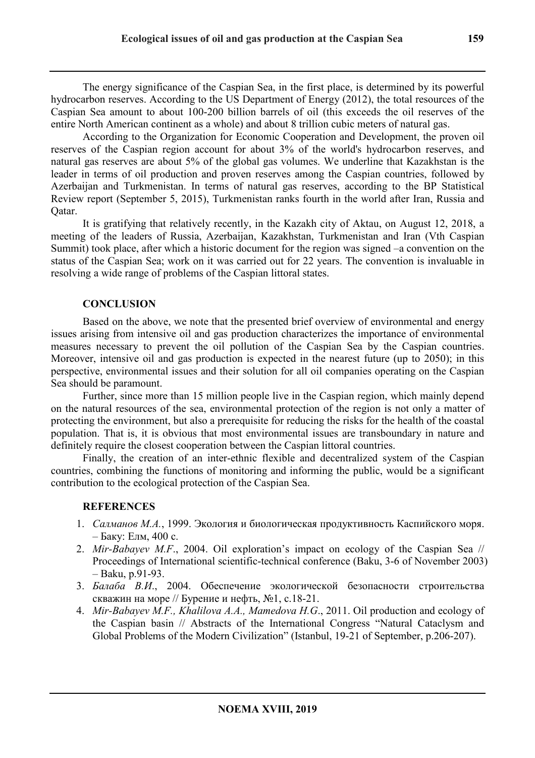The energy significance of the Caspian Sea, in the first place, is determined by its powerful hydrocarbon reserves. According to the US Department of Energy (2012), the total resources of the Caspian Sea amount to about 100-200 billion barrels of oil (this exceeds the oil reserves of the entire North American continent as a whole) and about 8 trillion cubic meters of natural gas.

According to the Organization for Economic Cooperation and Development, the proven oil reserves of the Caspian region account for about 3% of the world's hydrocarbon reserves, and natural gas reserves are about 5% of the global gas volumes. We underline that Kazakhstan is the leader in terms of oil production and proven reserves among the Caspian countries, followed by Azerbaijan and Turkmenistan. In terms of natural gas reserves, according to the BP Statistical Review report (September 5, 2015), Turkmenistan ranks fourth in the world after Iran, Russia and Qatar.

It is gratifying that relatively recently, in the Kazakh city of Aktau, on August 12, 2018, a meeting of the leaders of Russia, Azerbaijan, Kazakhstan, Turkmenistan and Iran (Vth Caspian Summit) took place, after which a historic document for the region was signed –a convention on the status of the Caspian Sea; work on it was carried out for 22 years. The convention is invaluable in resolving a wide range of problems of the Caspian littoral states.

## CONCLUSION

Based on the above, we note that the presented brief overview of environmental and energy issues arising from intensive oil and gas production characterizes the importance of environmental measures necessary to prevent the oil pollution of the Caspian Sea by the Caspian countries. Moreover, intensive oil and gas production is expected in the nearest future (up to 2050); in this perspective, environmental issues and their solution for all oil companies operating on the Caspian Sea should be paramount.

Further, since more than 15 million people live in the Caspian region, which mainly depend on the natural resources of the sea, environmental protection of the region is not only a matter of protecting the environment, but also a prerequisite for reducing the risks for the health of the coastal population. That is, it is obvious that most environmental issues are transboundary in nature and definitely require the closest cooperation between the Caspian littoral countries.

Finally, the creation of an inter-ethnic flexible and decentralized system of the Caspian countries, combining the functions of monitoring and informing the public, would be a significant contribution to the ecological protection of the Caspian Sea.

## REFERENCES

1. *Салманов М.А.*, 1999. Экология и биологическая продуктивность Каспийского моря. – Баку: Елм, 400 с.
2. *Mir-Babayev M.F.*, 2004. Oil exploration's impact on ecology of the Caspian Sea // Proceedings of International scientific-technical conference (Baku, 3-6 of November 2003) – Baku, p.91-93.
3. *Балаба В.И.*, 2004. Обеспечение экологической безопасности строительства скважин на море // Бурение и нефть, №1, с.18-21.
4. *Mir-Babayev M.F., Khalilova A.A., Mamedova H.G.*, 2011. Oil production and ecology of the Caspian basin // Abstracts of the International Congress "Natural Cataclysm and Global Problems of the Modern Civilization" (Istanbul, 19-21 of September, p.206-207).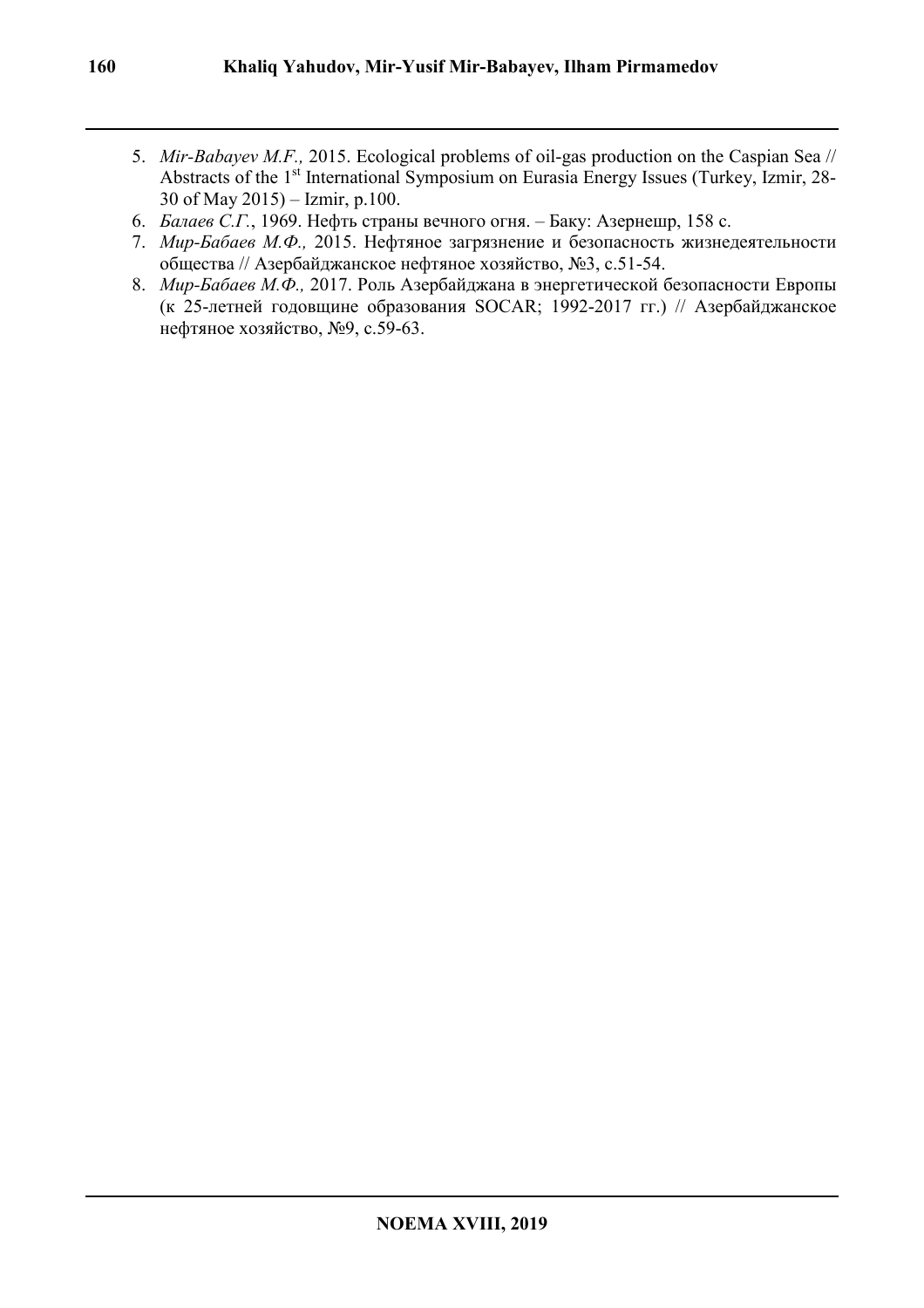5. *Mir-Babayev M.F.,* 2015. Ecological problems of oil-gas production on the Caspian Sea // Abstracts of the 1st International Symposium on Eurasia Energy Issues (Turkey, Izmir, 28-30 of May 2015) – Izmir, p.100.
6. *Балаев С.Г.*, 1969. Нефть страны вечного огня. – Баку: Азернешр, 158 с.
7. *Мир-Бабаев М.Ф.,* 2015. Нефтяное загрязнение и безопасность жизнедеятельности общества // Азербайджанское нефтяное хозяйство, №3, с.51-54.
8. *Мир-Бабаев М.Ф.,* 2017. Роль Азербайджана в энергетической безопасности Европы (к 25-летней годовщине образования SOCAR; 1992-2017 гг.) // Азербайджанское нефтяное хозяйство, №9, с.59-63.